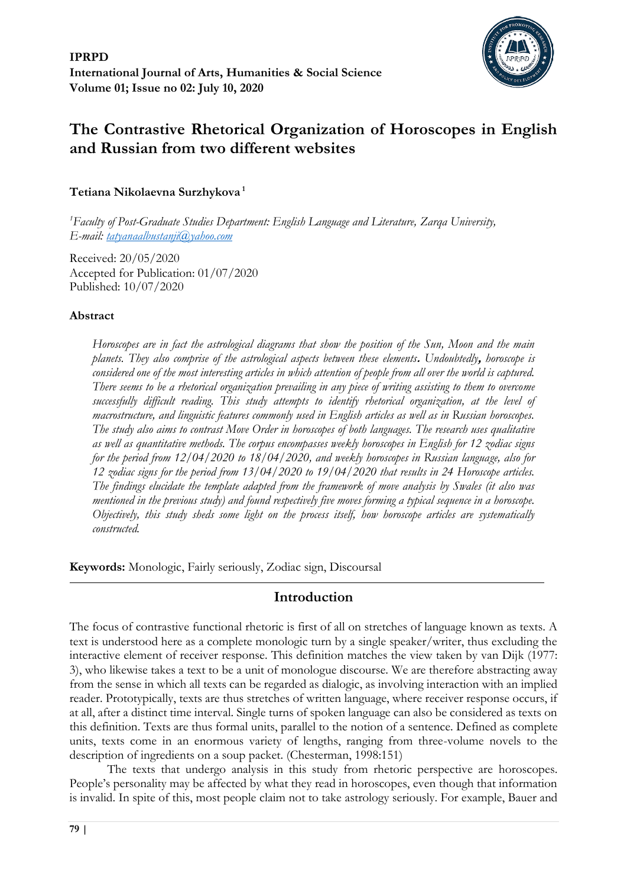**IPRPD**
**International Journal of Arts, Humanities & Social Science**
**Volume 01; Issue no 02: July 10, 2020**

# The Contrastive Rhetorical Organization of Horoscopes in English and Russian from two different websites

**Tetiana Nikolaevna Surzhykova**[1]

[1]*Faculty of Post-Graduate Studies Department: English Language and Literature, Zarqa University, E-mail: tatyanaalbustanji@yahoo.com*

Received: 20/05/2020
Accepted for Publication: 01/07/2020
Published: 10/07/2020

### Abstract

*Horoscopes are in fact the astrological diagrams that show the position of the Sun, Moon and the main planets. They also comprise of the astrological aspects between these elements. Undoubtedly, horoscope is considered one of the most interesting articles in which attention of people from all over the world is captured. There seems to be a rhetorical organization prevailing in any piece of writing assisting to them to overcome successfully difficult reading. This study attempts to identify rhetorical organization, at the level of macrostructure, and linguistic features commonly used in English articles as well as in Russian horoscopes. The study also aims to contrast Move Order in horoscopes of both languages. The research uses qualitative as well as quantitative methods. The corpus encompasses weekly horoscopes in English for 12 zodiac signs for the period from 12/04/2020 to 18/04/2020, and weekly horoscopes in Russian language, also for 12 zodiac signs for the period from 13/04/2020 to 19/04/2020 that results in 24 Horoscope articles. The findings elucidate the template adapted from the framework of move analysis by Swales (it also was mentioned in the previous study) and found respectively five moves forming a typical sequence in a horoscope. Objectively, this study sheds some light on the process itself, how horoscope articles are systematically constructed.*

**Keywords:** Monologic, Fairly seriously, Zodiac sign, Discoursal

## Introduction

The focus of contrastive functional rhetoric is first of all on stretches of language known as texts. A text is understood here as a complete monologic turn by a single speaker/writer, thus excluding the interactive element of receiver response. This definition matches the view taken by van Dijk (1977: 3), who likewise takes a text to be a unit of monologue discourse. We are therefore abstracting away from the sense in which all texts can be regarded as dialogic, as involving interaction with an implied reader. Prototypically, texts are thus stretches of written language, where receiver response occurs, if at all, after a distinct time interval. Single turns of spoken language can also be considered as texts on this definition. Texts are thus formal units, parallel to the notion of a sentence. Defined as complete units, texts come in an enormous variety of lengths, ranging from three-volume novels to the description of ingredients on a soup packet. (Chesterman, 1998:151)

The texts that undergo analysis in this study from rhetoric perspective are horoscopes. People's personality may be affected by what they read in horoscopes, even though that information is invalid. In spite of this, most people claim not to take astrology seriously. For example, Bauer and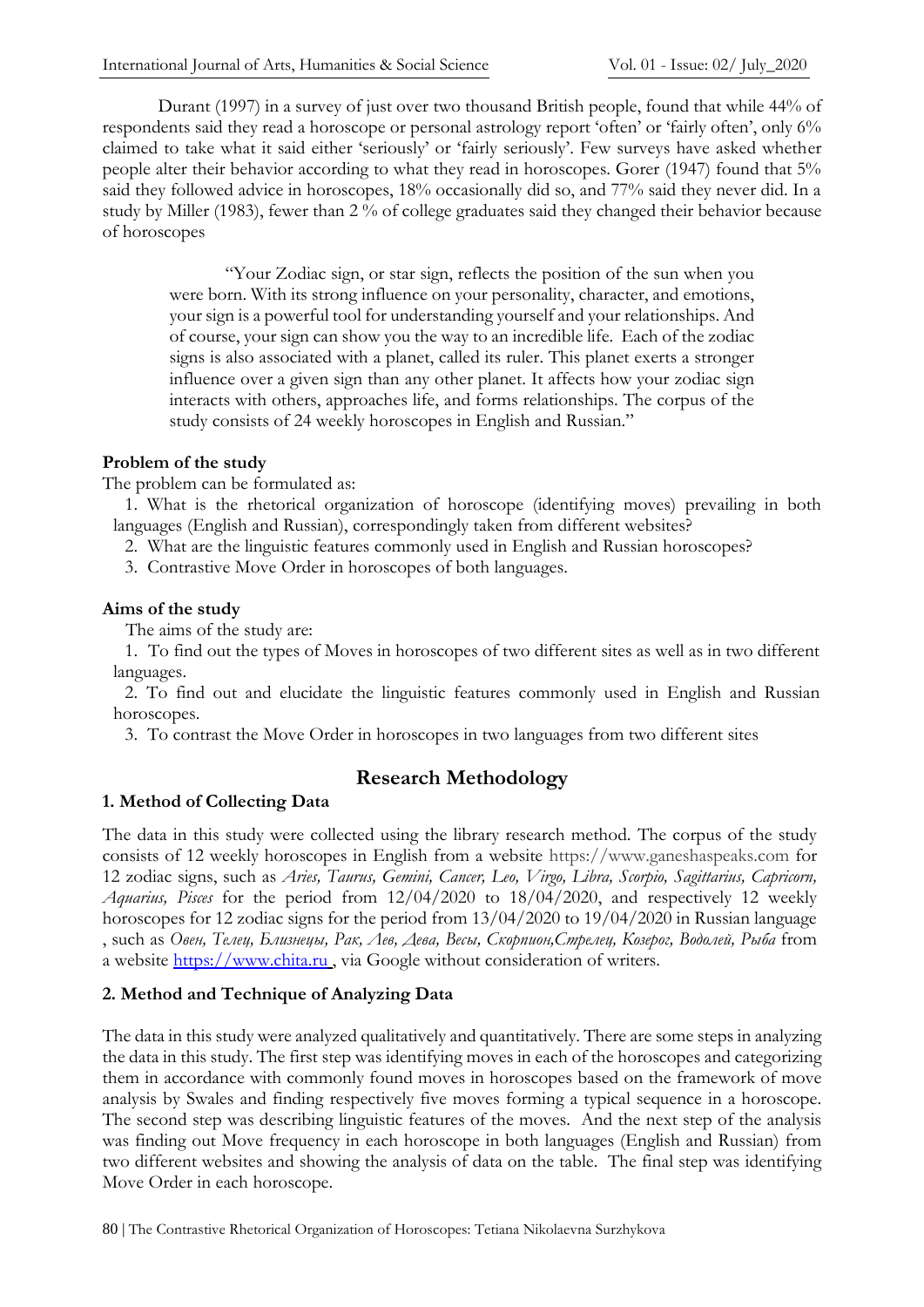Durant (1997) in a survey of just over two thousand British people, found that while 44% of respondents said they read a horoscope or personal astrology report 'often' or 'fairly often', only 6% claimed to take what it said either 'seriously' or 'fairly seriously'. Few surveys have asked whether people alter their behavior according to what they read in horoscopes. Gorer (1947) found that 5% said they followed advice in horoscopes, 18% occasionally did so, and 77% said they never did. In a study by Miller (1983), fewer than 2 % of college graduates said they changed their behavior because of horoscopes

> "Your Zodiac sign, or star sign, reflects the position of the sun when you were born. With its strong influence on your personality, character, and emotions, your sign is a powerful tool for understanding yourself and your relationships. And of course, your sign can show you the way to an incredible life. Each of the zodiac signs is also associated with a planet, called its ruler. This planet exerts a stronger influence over a given sign than any other planet. It affects how your zodiac sign interacts with others, approaches life, and forms relationships. The corpus of the study consists of 24 weekly horoscopes in English and Russian."

**Problem of the study**

The problem can be formulated as:

1. What is the rhetorical organization of horoscope (identifying moves) prevailing in both languages (English and Russian), correspondingly taken from different websites?
2. What are the linguistic features commonly used in English and Russian horoscopes?
3. Contrastive Move Order in horoscopes of both languages.

**Aims of the study**

The aims of the study are:

1. To find out the types of Moves in horoscopes of two different sites as well as in two different languages.
2. To find out and elucidate the linguistic features commonly used in English and Russian horoscopes.
3. To contrast the Move Order in horoscopes in two languages from two different sites

## Research Methodology

**1. Method of Collecting Data**

The data in this study were collected using the library research method. The corpus of the study consists of 12 weekly horoscopes in English from a website https://www.ganeshaspeaks.com for 12 zodiac signs, such as *Aries, Taurus, Gemini, Cancer, Leo, Virgo, Libra, Scorpio, Sagittarius, Capricorn, Aquarius, Pisces* for the period from 12/04/2020 to 18/04/2020, and respectively 12 weekly horoscopes for 12 zodiac signs for the period from 13/04/2020 to 19/04/2020 in Russian language , such as *Овен, Телец, Близнецы, Рак, Лев, Дева, Весы, Скорпион,Стрелец, Козерог, Водолей, Рыба* from a website https://www.chita.ru , via Google without consideration of writers.

**2. Method and Technique of Analyzing Data**

The data in this study were analyzed qualitatively and quantitatively. There are some steps in analyzing the data in this study. The first step was identifying moves in each of the horoscopes and categorizing them in accordance with commonly found moves in horoscopes based on the framework of move analysis by Swales and finding respectively five moves forming a typical sequence in a horoscope. The second step was describing linguistic features of the moves. And the next step of the analysis was finding out Move frequency in each horoscope in both languages (English and Russian) from two different websites and showing the analysis of data on the table. The final step was identifying Move Order in each horoscope.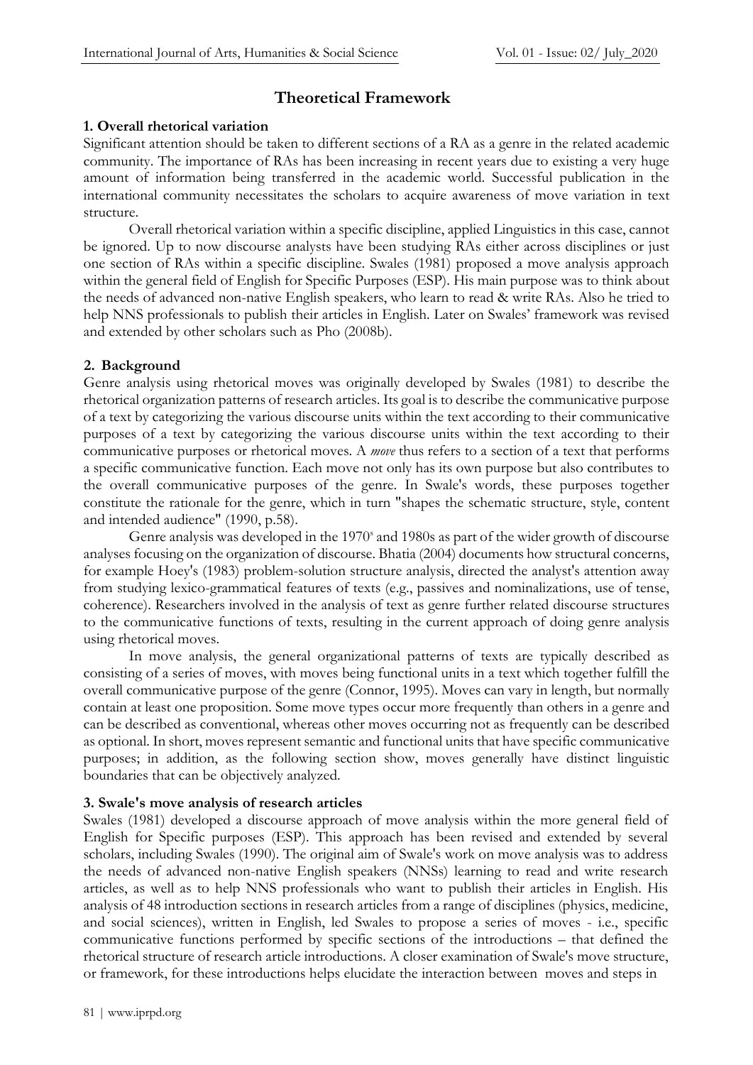# Theoretical Framework

## 1. Overall rhetorical variation

Significant attention should be taken to different sections of a RA as a genre in the related academic community. The importance of RAs has been increasing in recent years due to existing a very huge amount of information being transferred in the academic world. Successful publication in the international community necessitates the scholars to acquire awareness of move variation in text structure.

Overall rhetorical variation within a specific discipline, applied Linguistics in this case, cannot be ignored. Up to now discourse analysts have been studying RAs either across disciplines or just one section of RAs within a specific discipline. Swales (1981) proposed a move analysis approach within the general field of English for Specific Purposes (ESP). His main purpose was to think about the needs of advanced non-native English speakers, who learn to read & write RAs. Also he tried to help NNS professionals to publish their articles in English. Later on Swales' framework was revised and extended by other scholars such as Pho (2008b).

## 2. Background

Genre analysis using rhetorical moves was originally developed by Swales (1981) to describe the rhetorical organization patterns of research articles. Its goal is to describe the communicative purpose of a text by categorizing the various discourse units within the text according to their communicative purposes of a text by categorizing the various discourse units within the text according to their communicative purposes or rhetorical moves. A *move* thus refers to a section of a text that performs a specific communicative function. Each move not only has its own purpose but also contributes to the overall communicative purposes of the genre. In Swale's words, these purposes together constitute the rationale for the genre, which in turn "shapes the schematic structure, style, content and intended audience" (1990, p.58).

Genre analysis was developed in the 1970s and 1980s as part of the wider growth of discourse analyses focusing on the organization of discourse. Bhatia (2004) documents how structural concerns, for example Hoey's (1983) problem-solution structure analysis, directed the analyst's attention away from studying lexico-grammatical features of texts (e.g., passives and nominalizations, use of tense, coherence). Researchers involved in the analysis of text as genre further related discourse structures to the communicative functions of texts, resulting in the current approach of doing genre analysis using rhetorical moves.

In move analysis, the general organizational patterns of texts are typically described as consisting of a series of moves, with moves being functional units in a text which together fulfill the overall communicative purpose of the genre (Connor, 1995). Moves can vary in length, but normally contain at least one proposition. Some move types occur more frequently than others in a genre and can be described as conventional, whereas other moves occurring not as frequently can be described as optional. In short, moves represent semantic and functional units that have specific communicative purposes; in addition, as the following section show, moves generally have distinct linguistic boundaries that can be objectively analyzed.

## 3. Swale's move analysis of research articles

Swales (1981) developed a discourse approach of move analysis within the more general field of English for Specific purposes (ESP). This approach has been revised and extended by several scholars, including Swales (1990). The original aim of Swale's work on move analysis was to address the needs of advanced non-native English speakers (NNSs) learning to read and write research articles, as well as to help NNS professionals who want to publish their articles in English. His analysis of 48 introduction sections in research articles from a range of disciplines (physics, medicine, and social sciences), written in English, led Swales to propose a series of moves - i.e., specific communicative functions performed by specific sections of the introductions – that defined the rhetorical structure of research article introductions. A closer examination of Swale's move structure, or framework, for these introductions helps elucidate the interaction between moves and steps in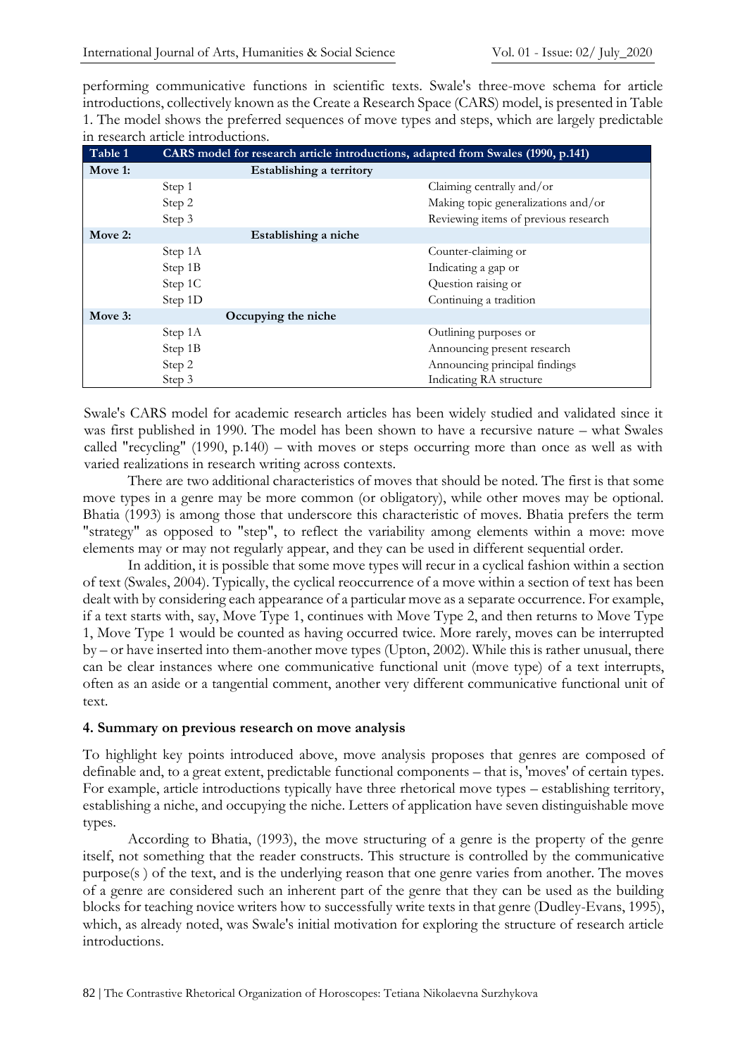performing communicative functions in scientific texts. Swale's three-move schema for article introductions, collectively known as the Create a Research Space (CARS) model, is presented in Table 1. The model shows the preferred sequences of move types and steps, which are largely predictable in research article introductions.

| Table 1 | CARS model for research article introductions, adapted from Swales (1990, p.141) | |
|---|---|---|
| **Move 1:** | **Establishing a territory** | |
| | Step 1 | Claiming centrally and/or |
| | Step 2 | Making topic generalizations and/or |
| | Step 3 | Reviewing items of previous research |
| **Move 2:** | **Establishing a niche** | |
| | Step 1A | Counter-claiming or |
| | Step 1B | Indicating a gap or |
| | Step 1C | Question raising or |
| | Step 1D | Continuing a tradition |
| **Move 3:** | **Occupying the niche** | |
| | Step 1A | Outlining purposes or |
| | Step 1B | Announcing present research |
| | Step 2 | Announcing principal findings |
| | Step 3 | Indicating RA structure |

Swale's CARS model for academic research articles has been widely studied and validated since it was first published in 1990. The model has been shown to have a recursive nature – what Swales called "recycling" (1990, p.140) – with moves or steps occurring more than once as well as with varied realizations in research writing across contexts.

There are two additional characteristics of moves that should be noted. The first is that some move types in a genre may be more common (or obligatory), while other moves may be optional. Bhatia (1993) is among those that underscore this characteristic of moves. Bhatia prefers the term "strategy" as opposed to "step", to reflect the variability among elements within a move: move elements may or may not regularly appear, and they can be used in different sequential order.

In addition, it is possible that some move types will recur in a cyclical fashion within a section of text (Swales, 2004). Typically, the cyclical reoccurrence of a move within a section of text has been dealt with by considering each appearance of a particular move as a separate occurrence. For example, if a text starts with, say, Move Type 1, continues with Move Type 2, and then returns to Move Type 1, Move Type 1 would be counted as having occurred twice. More rarely, moves can be interrupted by – or have inserted into them-another move types (Upton, 2002). While this is rather unusual, there can be clear instances where one communicative functional unit (move type) of a text interrupts, often as an aside or a tangential comment, another very different communicative functional unit of text.

#### 4. Summary on previous research on move analysis

To highlight key points introduced above, move analysis proposes that genres are composed of definable and, to a great extent, predictable functional components – that is, 'moves' of certain types. For example, article introductions typically have three rhetorical move types – establishing territory, establishing a niche, and occupying the niche. Letters of application have seven distinguishable move types.

According to Bhatia, (1993), the move structuring of a genre is the property of the genre itself, not something that the reader constructs. This structure is controlled by the communicative purpose(s ) of the text, and is the underlying reason that one genre varies from another. The moves of a genre are considered such an inherent part of the genre that they can be used as the building blocks for teaching novice writers how to successfully write texts in that genre (Dudley-Evans, 1995), which, as already noted, was Swale's initial motivation for exploring the structure of research article introductions.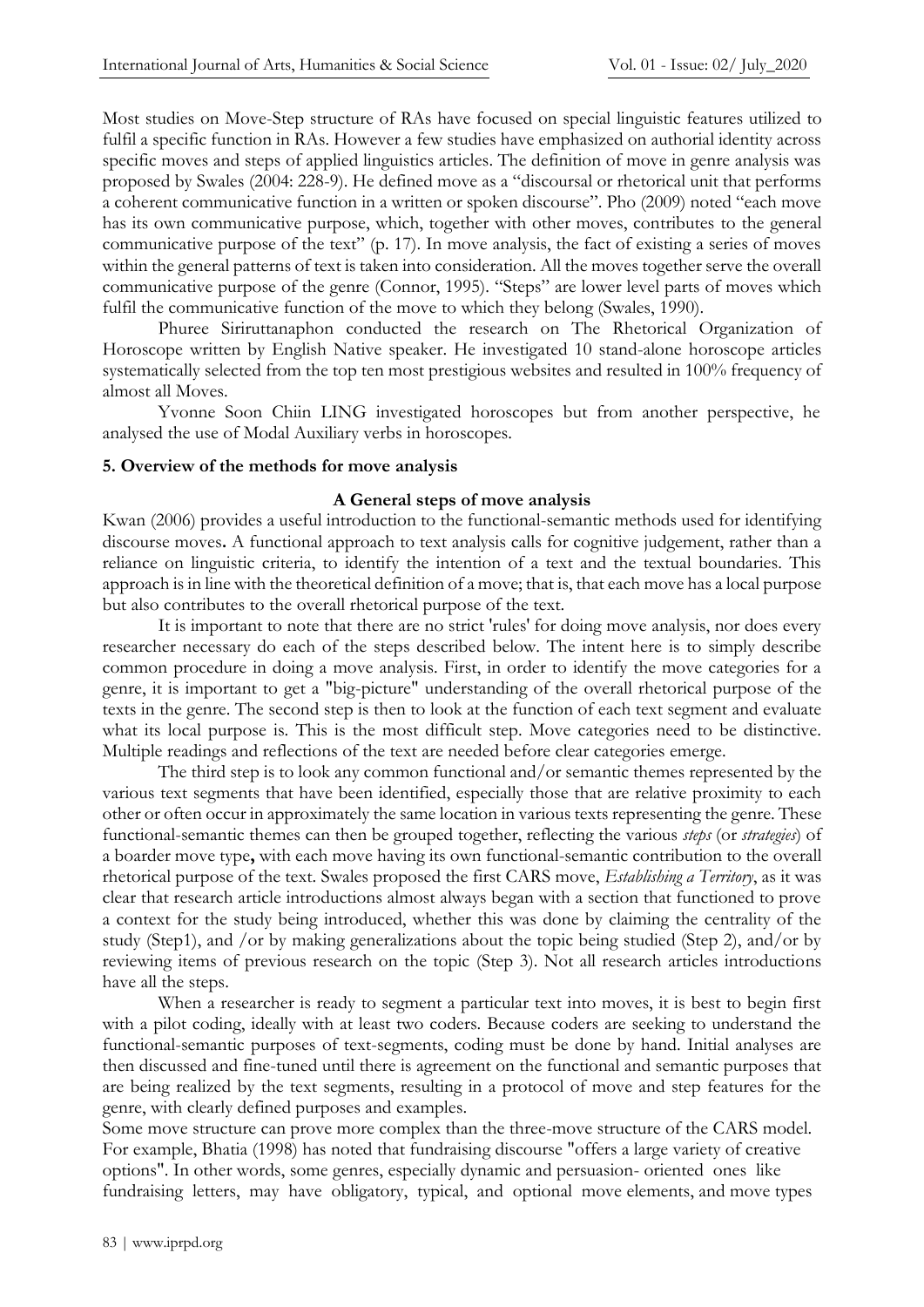Most studies on Move-Step structure of RAs have focused on special linguistic features utilized to fulfil a specific function in RAs. However a few studies have emphasized on authorial identity across specific moves and steps of applied linguistics articles. The definition of move in genre analysis was proposed by Swales (2004: 228-9). He defined move as a "discoursal or rhetorical unit that performs a coherent communicative function in a written or spoken discourse". Pho (2009) noted "each move has its own communicative purpose, which, together with other moves, contributes to the general communicative purpose of the text" (p. 17). In move analysis, the fact of existing a series of moves within the general patterns of text is taken into consideration. All the moves together serve the overall communicative purpose of the genre (Connor, 1995). "Steps" are lower level parts of moves which fulfil the communicative function of the move to which they belong (Swales, 1990).

Phuree Siriruttanaphon conducted the research on The Rhetorical Organization of Horoscope written by English Native speaker. He investigated 10 stand-alone horoscope articles systematically selected from the top ten most prestigious websites and resulted in 100% frequency of almost all Moves.

Yvonne Soon Chiin LING investigated horoscopes but from another perspective, he analysed the use of Modal Auxiliary verbs in horoscopes.

## 5. Overview of the methods for move analysis

### A General steps of move analysis

Kwan (2006) provides a useful introduction to the functional-semantic methods used for identifying discourse moves**.** A functional approach to text analysis calls for cognitive judgement, rather than a reliance on linguistic criteria, to identify the intention of a text and the textual boundaries. This approach is in line with the theoretical definition of a move; that is, that each move has a local purpose but also contributes to the overall rhetorical purpose of the text.

It is important to note that there are no strict 'rules' for doing move analysis, nor does every researcher necessary do each of the steps described below. The intent here is to simply describe common procedure in doing a move analysis. First, in order to identify the move categories for a genre, it is important to get a "big-picture" understanding of the overall rhetorical purpose of the texts in the genre. The second step is then to look at the function of each text segment and evaluate what its local purpose is. This is the most difficult step. Move categories need to be distinctive. Multiple readings and reflections of the text are needed before clear categories emerge.

The third step is to look any common functional and/or semantic themes represented by the various text segments that have been identified, especially those that are relative proximity to each other or often occur in approximately the same location in various texts representing the genre. These functional-semantic themes can then be grouped together, reflecting the various *steps* (or *strategies*) of a boarder move type**,** with each move having its own functional-semantic contribution to the overall rhetorical purpose of the text. Swales proposed the first CARS move, *Establishing a Territory*, as it was clear that research article introductions almost always began with a section that functioned to prove a context for the study being introduced, whether this was done by claiming the centrality of the study (Step1), and /or by making generalizations about the topic being studied (Step 2), and/or by reviewing items of previous research on the topic (Step 3). Not all research articles introductions have all the steps.

When a researcher is ready to segment a particular text into moves, it is best to begin first with a pilot coding, ideally with at least two coders. Because coders are seeking to understand the functional-semantic purposes of text-segments, coding must be done by hand. Initial analyses are then discussed and fine-tuned until there is agreement on the functional and semantic purposes that are being realized by the text segments, resulting in a protocol of move and step features for the genre, with clearly defined purposes and examples.

Some move structure can prove more complex than the three-move structure of the CARS model. For example, Bhatia (1998) has noted that fundraising discourse "offers a large variety of creative options". In other words, some genres, especially dynamic and persuasion- oriented ones like fundraising letters, may have obligatory, typical, and optional move elements, and move types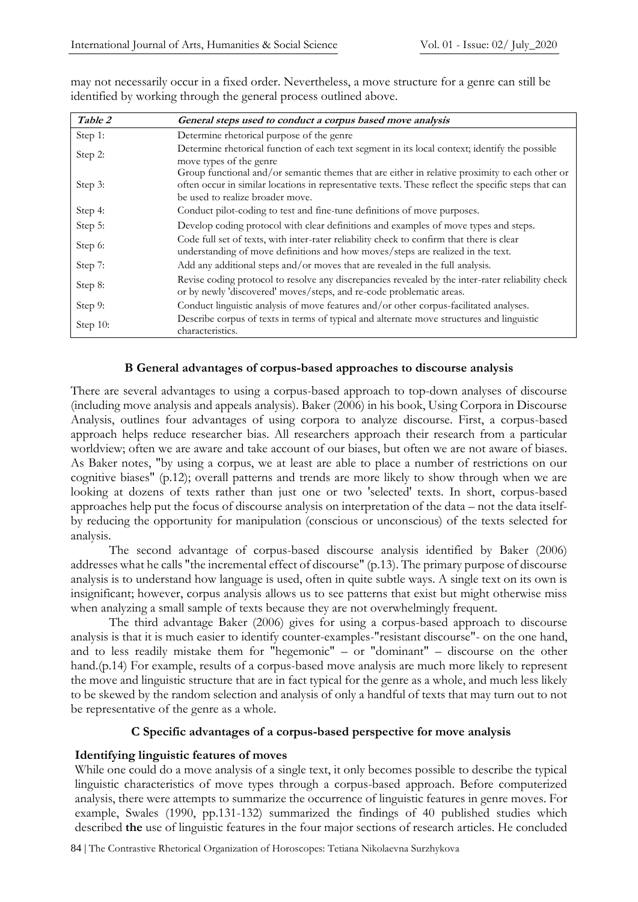may not necessarily occur in a fixed order. Nevertheless, a move structure for a genre can still be identified by working through the general process outlined above.

| *Table 2* | *General steps used to conduct a corpus based move analysis* |
|---|---|
| Step 1: | Determine rhetorical purpose of the genre |
| Step 2: | Determine rhetorical function of each text segment in its local context; identify the possible move types of the genre |
| Step 3: | Group functional and/or semantic themes that are either in relative proximity to each other or often occur in similar locations in representative texts. These reflect the specific steps that can be used to realize broader move. |
| Step 4: | Conduct pilot-coding to test and fine-tune definitions of move purposes. |
| Step 5: | Develop coding protocol with clear definitions and examples of move types and steps. |
| Step 6: | Code full set of texts, with inter-rater reliability check to confirm that there is clear understanding of move definitions and how moves/steps are realized in the text. |
| Step 7: | Add any additional steps and/or moves that are revealed in the full analysis. |
| Step 8: | Revise coding protocol to resolve any discrepancies revealed by the inter-rater reliability check or by newly 'discovered' moves/steps, and re-code problematic areas. |
| Step 9: | Conduct linguistic analysis of move features and/or other corpus-facilitated analyses. |
| Step 10: | Describe corpus of texts in terms of typical and alternate move structures and linguistic characteristics. |

### B General advantages of corpus-based approaches to discourse analysis

There are several advantages to using a corpus-based approach to top-down analyses of discourse (including move analysis and appeals analysis). Baker (2006) in his book, Using Corpora in Discourse Analysis, outlines four advantages of using corpora to analyze discourse. First, a corpus-based approach helps reduce researcher bias. All researchers approach their research from a particular worldview; often we are aware and take account of our biases, but often we are not aware of biases. As Baker notes, "by using a corpus, we at least are able to place a number of restrictions on our cognitive biases" (p.12); overall patterns and trends are more likely to show through when we are looking at dozens of texts rather than just one or two 'selected' texts. In short, corpus-based approaches help put the focus of discourse analysis on interpretation of the data – not the data itself- by reducing the opportunity for manipulation (conscious or unconscious) of the texts selected for analysis.

The second advantage of corpus-based discourse analysis identified by Baker (2006) addresses what he calls "the incremental effect of discourse" (p.13). The primary purpose of discourse analysis is to understand how language is used, often in quite subtle ways. A single text on its own is insignificant; however, corpus analysis allows us to see patterns that exist but might otherwise miss when analyzing a small sample of texts because they are not overwhelmingly frequent.

The third advantage Baker (2006) gives for using a corpus-based approach to discourse analysis is that it is much easier to identify counter-examples-"resistant discourse"- on the one hand, and to less readily mistake them for "hegemonic" – or "dominant" – discourse on the other hand.(p.14) For example, results of a corpus-based move analysis are much more likely to represent the move and linguistic structure that are in fact typical for the genre as a whole, and much less likely to be skewed by the random selection and analysis of only a handful of texts that may turn out to not be representative of the genre as a whole.

### C Specific advantages of a corpus-based perspective for move analysis

**Identifying linguistic features of moves**

While one could do a move analysis of a single text, it only becomes possible to describe the typical linguistic characteristics of move types through a corpus-based approach. Before computerized analysis, there were attempts to summarize the occurrence of linguistic features in genre moves. For example, Swales (1990, pp.131-132) summarized the findings of 40 published studies which described **the** use of linguistic features in the four major sections of research articles. He concluded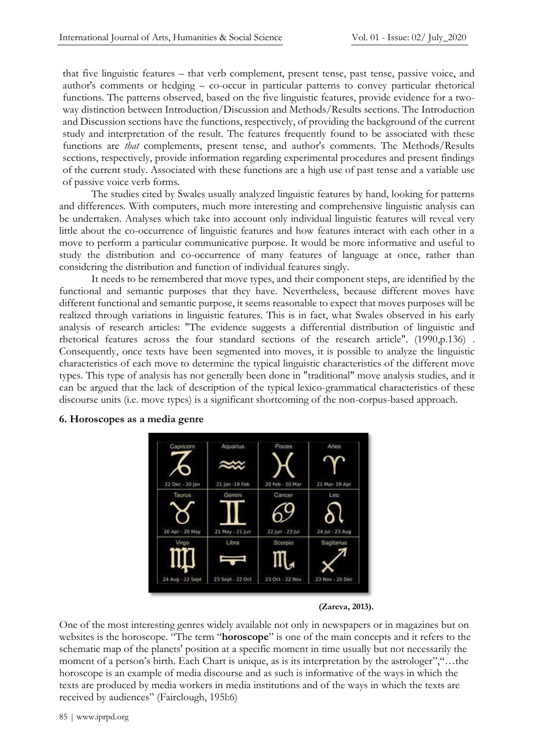that five linguistic features – that verb complement, present tense, past tense, passive voice, and author's comments or hedging – co-occur in particular patterns to convey particular rhetorical functions. The patterns observed, based on the five linguistic features, provide evidence for a two-way distinction between Introduction/Discussion and Methods/Results sections. The Introduction and Discussion sections have the functions, respectively, of providing the background of the current study and interpretation of the result. The features frequently found to be associated with these functions are *that* complements, present tense, and author's comments. The Methods/Results sections, respectively, provide information regarding experimental procedures and present findings of the current study. Associated with these functions are a high use of past tense and a variable use of passive voice verb forms.

The studies cited by Swales usually analyzed linguistic features by hand, looking for patterns and differences. With computers, much more interesting and comprehensive linguistic analysis can be undertaken. Analyses which take into account only individual linguistic features will reveal very little about the co-occurrence of linguistic features and how features interact with each other in a move to perform a particular communicative purpose. It would be more informative and useful to study the distribution and co-occurrence of many features of language at once, rather than considering the distribution and function of individual features singly.

It needs to be remembered that move types, and their component steps, are identified by the functional and semantic purposes that they have. Nevertheless, because different moves have different functional and semantic purpose, it seems reasonable to expect that moves purposes will be realized through variations in linguistic features. This is in fact, what Swales observed in his early analysis of research articles: "The evidence suggests a differential distribution of linguistic and rhetorical features across the four standard sections of the research article". (1990,p.136) . Consequently, once texts have been segmented into moves, it is possible to analyze the linguistic characteristics of each move to determine the typical linguistic characteristics of the different move types. This type of analysis has not generally been done in "traditional" move analysis studies, and it can be argued that the lack of description of the typical lexico-grammatical characteristics of these discourse units (i.e. move types) is a significant shortcoming of the non-corpus-based approach.

## 6. Horoscopes as a media genre

**(Zareva, 2013).**

One of the most interesting genres widely available not only in newspapers or in magazines but on websites is the horoscope. "The term "**horoscope**" is one of the main concepts and it refers to the schematic map of the planets' position at a specific moment in time usually but not necessarily the moment of a person's birth. Each Chart is unique, as is its interpretation by the astrologer","…the horoscope is an example of media discourse and as such is informative of the ways in which the texts are produced by media workers in media institutions and of the ways in which the texts are received by audiences" (Fairclough, 195l:6)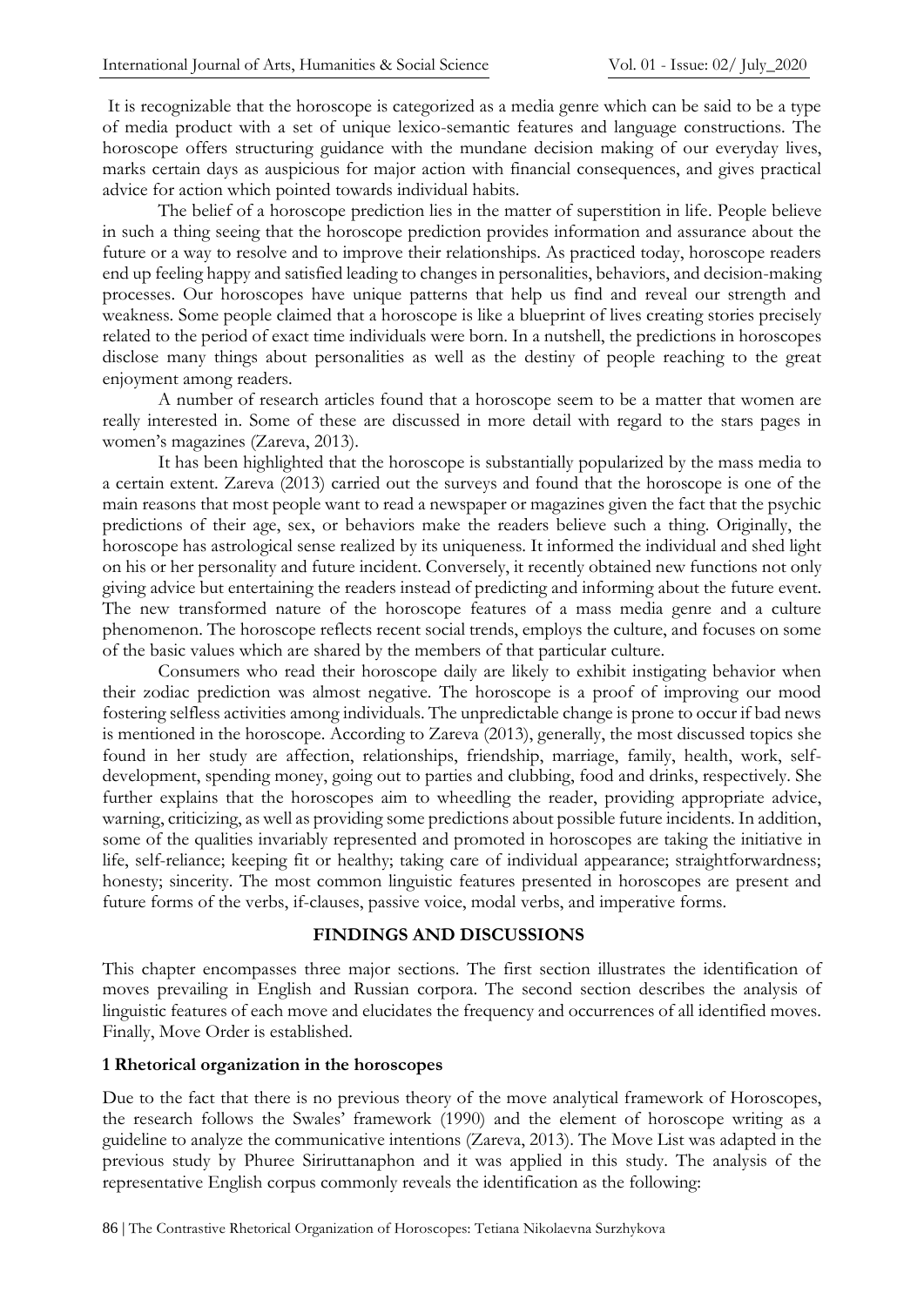It is recognizable that the horoscope is categorized as a media genre which can be said to be a type of media product with a set of unique lexico-semantic features and language constructions. The horoscope offers structuring guidance with the mundane decision making of our everyday lives, marks certain days as auspicious for major action with financial consequences, and gives practical advice for action which pointed towards individual habits.

The belief of a horoscope prediction lies in the matter of superstition in life. People believe in such a thing seeing that the horoscope prediction provides information and assurance about the future or a way to resolve and to improve their relationships. As practiced today, horoscope readers end up feeling happy and satisfied leading to changes in personalities, behaviors, and decision-making processes. Our horoscopes have unique patterns that help us find and reveal our strength and weakness. Some people claimed that a horoscope is like a blueprint of lives creating stories precisely related to the period of exact time individuals were born. In a nutshell, the predictions in horoscopes disclose many things about personalities as well as the destiny of people reaching to the great enjoyment among readers.

A number of research articles found that a horoscope seem to be a matter that women are really interested in. Some of these are discussed in more detail with regard to the stars pages in women's magazines (Zareva, 2013).

It has been highlighted that the horoscope is substantially popularized by the mass media to a certain extent. Zareva (2013) carried out the surveys and found that the horoscope is one of the main reasons that most people want to read a newspaper or magazines given the fact that the psychic predictions of their age, sex, or behaviors make the readers believe such a thing. Originally, the horoscope has astrological sense realized by its uniqueness. It informed the individual and shed light on his or her personality and future incident. Conversely, it recently obtained new functions not only giving advice but entertaining the readers instead of predicting and informing about the future event. The new transformed nature of the horoscope features of a mass media genre and a culture phenomenon. The horoscope reflects recent social trends, employs the culture, and focuses on some of the basic values which are shared by the members of that particular culture.

Consumers who read their horoscope daily are likely to exhibit instigating behavior when their zodiac prediction was almost negative. The horoscope is a proof of improving our mood fostering selfless activities among individuals. The unpredictable change is prone to occur if bad news is mentioned in the horoscope. According to Zareva (2013), generally, the most discussed topics she found in her study are affection, relationships, friendship, marriage, family, health, work, self-development, spending money, going out to parties and clubbing, food and drinks, respectively. She further explains that the horoscopes aim to wheedling the reader, providing appropriate advice, warning, criticizing, as well as providing some predictions about possible future incidents. In addition, some of the qualities invariably represented and promoted in horoscopes are taking the initiative in life, self-reliance; keeping fit or healthy; taking care of individual appearance; straightforwardness; honesty; sincerity. The most common linguistic features presented in horoscopes are present and future forms of the verbs, if-clauses, passive voice, modal verbs, and imperative forms.

## FINDINGS AND DISCUSSIONS

This chapter encompasses three major sections. The first section illustrates the identification of moves prevailing in English and Russian corpora. The second section describes the analysis of linguistic features of each move and elucidates the frequency and occurrences of all identified moves. Finally, Move Order is established.

### 1 Rhetorical organization in the horoscopes

Due to the fact that there is no previous theory of the move analytical framework of Horoscopes, the research follows the Swales' framework (1990) and the element of horoscope writing as a guideline to analyze the communicative intentions (Zareva, 2013). The Move List was adapted in the previous study by Phuree Siriruttanaphon and it was applied in this study. The analysis of the representative English corpus commonly reveals the identification as the following: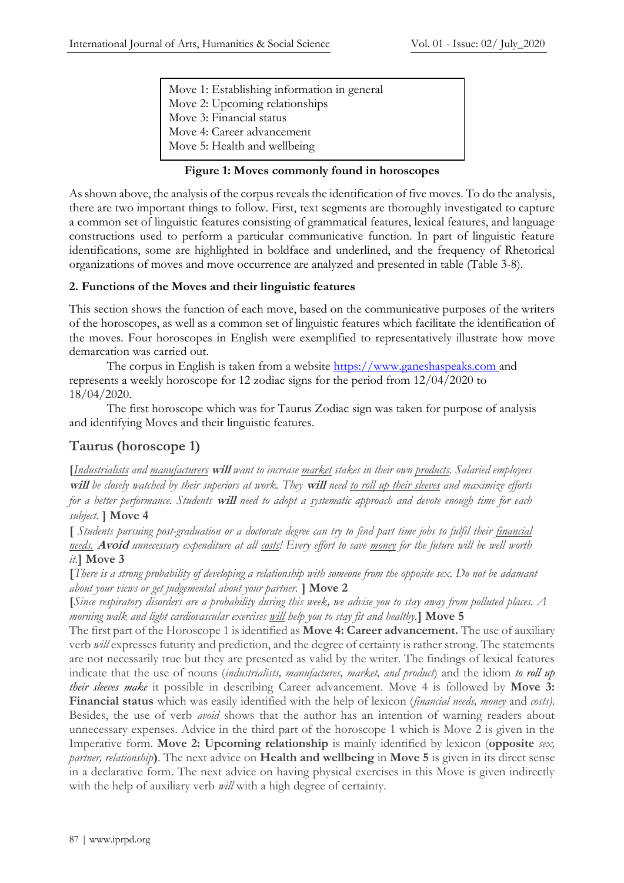Move 1: Establishing information in general
Move 2: Upcoming relationships
Move 3: Financial status
Move 4: Career advancement
Move 5: Health and wellbeing

**Figure 1: Moves commonly found in horoscopes**

As shown above, the analysis of the corpus reveals the identification of five moves. To do the analysis, there are two important things to follow. First, text segments are thoroughly investigated to capture a common set of linguistic features consisting of grammatical features, lexical features, and language constructions used to perform a particular communicative function. In part of linguistic feature identifications, some are highlighted in boldface and underlined, and the frequency of Rhetorical organizations of moves and move occurrence are analyzed and presented in table (Table 3-8).

### 2. Functions of the Moves and their linguistic features

This section shows the function of each move, based on the communicative purposes of the writers of the horoscopes, as well as a common set of linguistic features which facilitate the identification of the moves. Four horoscopes in English were exemplified to representatively illustrate how move demarcation was carried out.

The corpus in English is taken from a website https://www.ganeshaspeaks.com and represents a weekly horoscope for 12 zodiac signs for the period from 12/04/2020 to 18/04/2020.

The first horoscope which was for Taurus Zodiac sign was taken for purpose of analysis and identifying Moves and their linguistic features.

## Taurus (horoscope 1)

**[**<u>*Industrialists*</u> *and* <u>*manufacturers*</u> ***will*** *want to increase* <u>*market*</u> *stakes in their own* <u>*products*</u>*. Salaried employees* ***will*** *be closely watched by their superiors at work. They* ***will*** *need* <u>*to roll up their sleeves*</u> *and maximize efforts for a better performance. Students* ***will*** *need to adopt a systematic approach and devote enough time for each subject.* **] Move 4**

**[** *Students pursuing post-graduation or a doctorate degree can try to find part time jobs to fulfil their* <u>*financial needs.*</u> ***Avoid*** *unnecessary expenditure at all* <u>*costs*</u>*! Every effort to save* <u>*money*</u> *for the future will be well worth it.***] Move 3**

**[***There is a strong probability of developing a relationship with someone from the opposite sex. Do not be adamant about your views or get judgemental about your partner.* **] Move 2**

**[***Since respiratory disorders are a probability during this week, we advise you to stay away from polluted places. A morning walk and light cardiovascular exercises* <u>*will*</u> *help you to stay fit and healthy.***] Move 5**

The first part of the Horoscope 1 is identified as **Move 4: Career advancement.** The use of auxiliary verb *will* expresses futurity and prediction, and the degree of certainty is rather strong. The statements are not necessarily true but they are presented as valid by the writer. The findings of lexical features indicate that the use of nouns (*industrialists, manufactures, market, and product*) and the idiom ***to roll up their sleeves make*** it possible in describing Career advancement. Move 4 is followed by **Move 3: Financial status** which was easily identified with the help of lexicon (*financial needs, money* and *costs).* Besides, the use of verb *avoid* shows that the author has an intention of warning readers about unnecessary expenses. Advice in the third part of the horoscope 1 which is Move 2 is given in the Imperative form. **Move 2: Upcoming relationship** is mainly identified by lexicon (**opposite** *sex, partner, relationship***)**. The next advice on **Health and wellbeing** in **Move 5** is given in its direct sense in a declarative form. The next advice on having physical exercises in this Move is given indirectly with the help of auxiliary verb *will* with a high degree of certainty.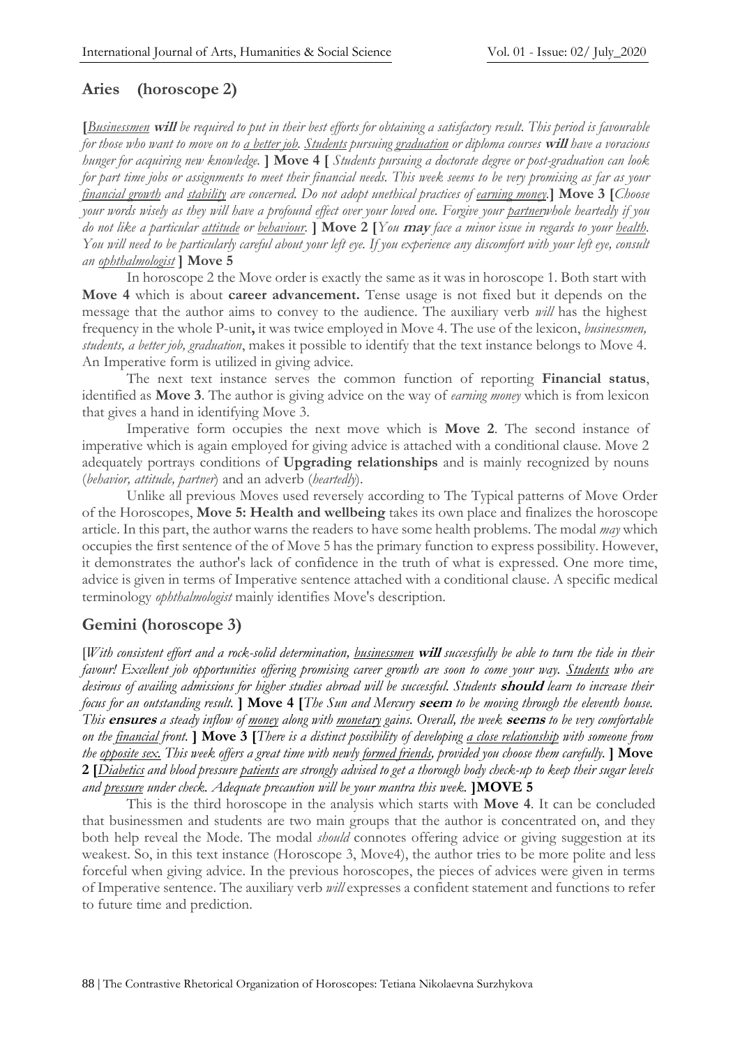## Aries (horoscope 2)

**[***Businessmen* ***will*** *be required to put in their best efforts for obtaining a satisfactory result. This period is favourable for those who want to move on to a better job. Students pursuing graduation or diploma courses* ***will*** *have a voracious hunger for acquiring new knowledge.* **] Move 4 [** *Students pursuing a doctorate degree or post-graduation can look for part time jobs or assignments to meet their financial needs. This week seems to be very promising as far as your financial growth and stability are concerned. Do not adopt unethical practices of earning money.***] Move 3 [***Choose your words wisely as they will have a profound effect over your loved one. Forgive your partnerwhole heartedly if you do not like a particular attitude or behaviour.* **] Move 2 [***You* ***may*** *face a minor issue in regards to your health. You will need to be particularly careful about your left eye. If you experience any discomfort with your left eye, consult an ophthalmologist* **] Move 5**

In horoscope 2 the Move order is exactly the same as it was in horoscope 1. Both start with **Move 4** which is about **career advancement.** Tense usage is not fixed but it depends on the message that the author aims to convey to the audience. The auxiliary verb *will* has the highest frequency in the whole P-unit**,** it was twice employed in Move 4. The use of the lexicon, *businessmen, students, a better job, graduation*, makes it possible to identify that the text instance belongs to Move 4. An Imperative form is utilized in giving advice.

The next text instance serves the common function of reporting **Financial status**, identified as **Move 3**. The author is giving advice on the way of *earning money* which is from lexicon that gives a hand in identifying Move 3.

Imperative form occupies the next move which is **Move 2**. The second instance of imperative which is again employed for giving advice is attached with a conditional clause. Move 2 adequately portrays conditions of **Upgrading relationships** and is mainly recognized by nouns (*behavior, attitude, partner*) and an adverb (*heartedly*).

Unlike all previous Moves used reversely according to The Typical patterns of Move Order of the Horoscopes, **Move 5: Health and wellbeing** takes its own place and finalizes the horoscope article. In this part, the author warns the readers to have some health problems. The modal *may* which occupies the first sentence of the of Move 5 has the primary function to express possibility. However, it demonstrates the author's lack of confidence in the truth of what is expressed. One more time, advice is given in terms of Imperative sentence attached with a conditional clause. A specific medical terminology *ophthalmologist* mainly identifies Move's description.

## Gemini (horoscope 3)

[*With consistent effort and a rock-solid determination, businessmen* ***will*** *successfully be able to turn the tide in their favour! Excellent job opportunities offering promising career growth are soon to come your way. Students who are desirous of availing admissions for higher studies abroad will be successful. Students* ***should*** *learn to increase their focus for an outstanding result.* **] Move 4 [***The Sun and Mercury* ***seem*** *to be moving through the eleventh house. This* ***ensures*** *a steady inflow of money along with monetary gains. Overall, the week* ***seems*** *to be very comfortable on the financial front.* **] Move 3 [***There is a distinct possibility of developing a close relationship with someone from the opposite sex. This week offers a great time with newly formed friends, provided you choose them carefully.* **] Move 2 [***Diabetics and blood pressure patients are strongly advised to get a thorough body check-up to keep their sugar levels and pressure under check. Adequate precaution will be your mantra this week.* **]MOVE 5**

This is the third horoscope in the analysis which starts with **Move 4**. It can be concluded that businessmen and students are two main groups that the author is concentrated on, and they both help reveal the Mode. The modal *should* connotes offering advice or giving suggestion at its weakest. So, in this text instance (Horoscope 3, Move4), the author tries to be more polite and less forceful when giving advice. In the previous horoscopes, the pieces of advices were given in terms of Imperative sentence. The auxiliary verb *will* expresses a confident statement and functions to refer to future time and prediction.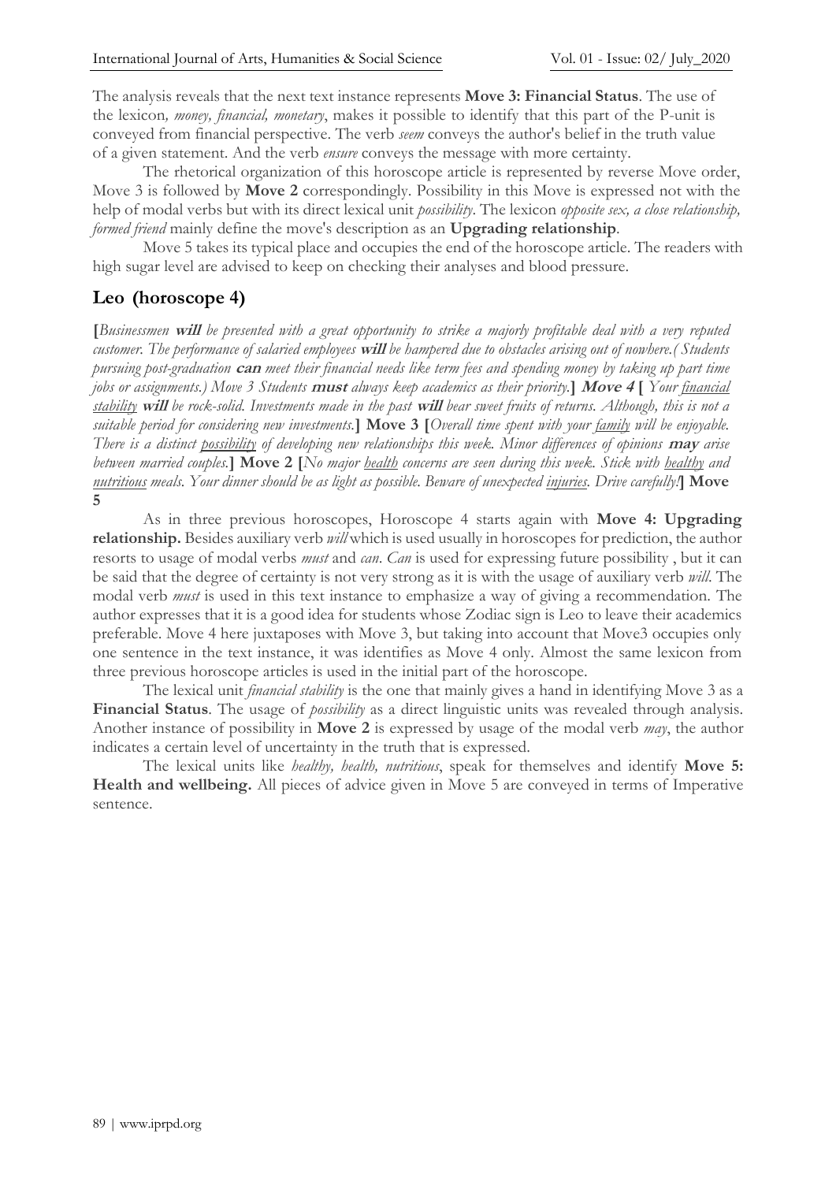The analysis reveals that the next text instance represents **Move 3: Financial Status**. The use of the lexicon*, money, financial, monetary*, makes it possible to identify that this part of the P-unit is conveyed from financial perspective. The verb *seem* conveys the author's belief in the truth value of a given statement. And the verb *ensure* conveys the message with more certainty.

The rhetorical organization of this horoscope article is represented by reverse Move order, Move 3 is followed by **Move 2** correspondingly. Possibility in this Move is expressed not with the help of modal verbs but with its direct lexical unit *possibility*. The lexicon *opposite sex, a close relationship, formed friend* mainly define the move's description as an **Upgrading relationship**.

Move 5 takes its typical place and occupies the end of the horoscope article. The readers with high sugar level are advised to keep on checking their analyses and blood pressure.

## Leo (horoscope 4)

**[***Businessmen* ***will*** *be presented with a great opportunity to strike a majorly profitable deal with a very reputed customer. The performance of salaried employees* ***will*** *be hampered due to obstacles arising out of nowhere.( Students pursuing post-graduation* ***can*** *meet their financial needs like term fees and spending money by taking up part time jobs or assignments.) Move 3 Students* ***must*** *always keep academics as their priority.***]** ***Move 4*** **[** *Your* <u>*financial stability*</u> ***will*** *be rock-solid. Investments made in the past* ***will*** *bear sweet fruits of returns. Although, this is not a suitable period for considering new investments.***]** **Move 3** **[***Overall time spent with your* <u>*family*</u> *will be enjoyable. There is a distinct* <u>*possibility*</u> *of developing new relationships this week. Minor differences of opinions* ***may*** *arise between married couples.***]** **Move 2** **[***No major* <u>*health*</u> *concerns are seen during this week. Stick with* <u>*healthy*</u> *and* <u>*nutritious*</u> *meals. Your dinner should be as light as possible. Beware of unexpected* <u>*injuries*</u>*. Drive carefully!***]** **Move 5**

As in three previous horoscopes, Horoscope 4 starts again with **Move 4: Upgrading relationship.** Besides auxiliary verb *will* which is used usually in horoscopes for prediction, the author resorts to usage of modal verbs *must* and *can*. *Can* is used for expressing future possibility , but it can be said that the degree of certainty is not very strong as it is with the usage of auxiliary verb *will*. The modal verb *must* is used in this text instance to emphasize a way of giving a recommendation. The author expresses that it is a good idea for students whose Zodiac sign is Leo to leave their academics preferable. Move 4 here juxtaposes with Move 3, but taking into account that Move3 occupies only one sentence in the text instance, it was identifies as Move 4 only. Almost the same lexicon from three previous horoscope articles is used in the initial part of the horoscope.

The lexical unit *financial stability* is the one that mainly gives a hand in identifying Move 3 as a **Financial Status**. The usage of *possibility* as a direct linguistic units was revealed through analysis. Another instance of possibility in **Move 2** is expressed by usage of the modal verb *may*, the author indicates a certain level of uncertainty in the truth that is expressed.

The lexical units like *healthy, health, nutritious*, speak for themselves and identify **Move 5: Health and wellbeing.** All pieces of advice given in Move 5 are conveyed in terms of Imperative sentence.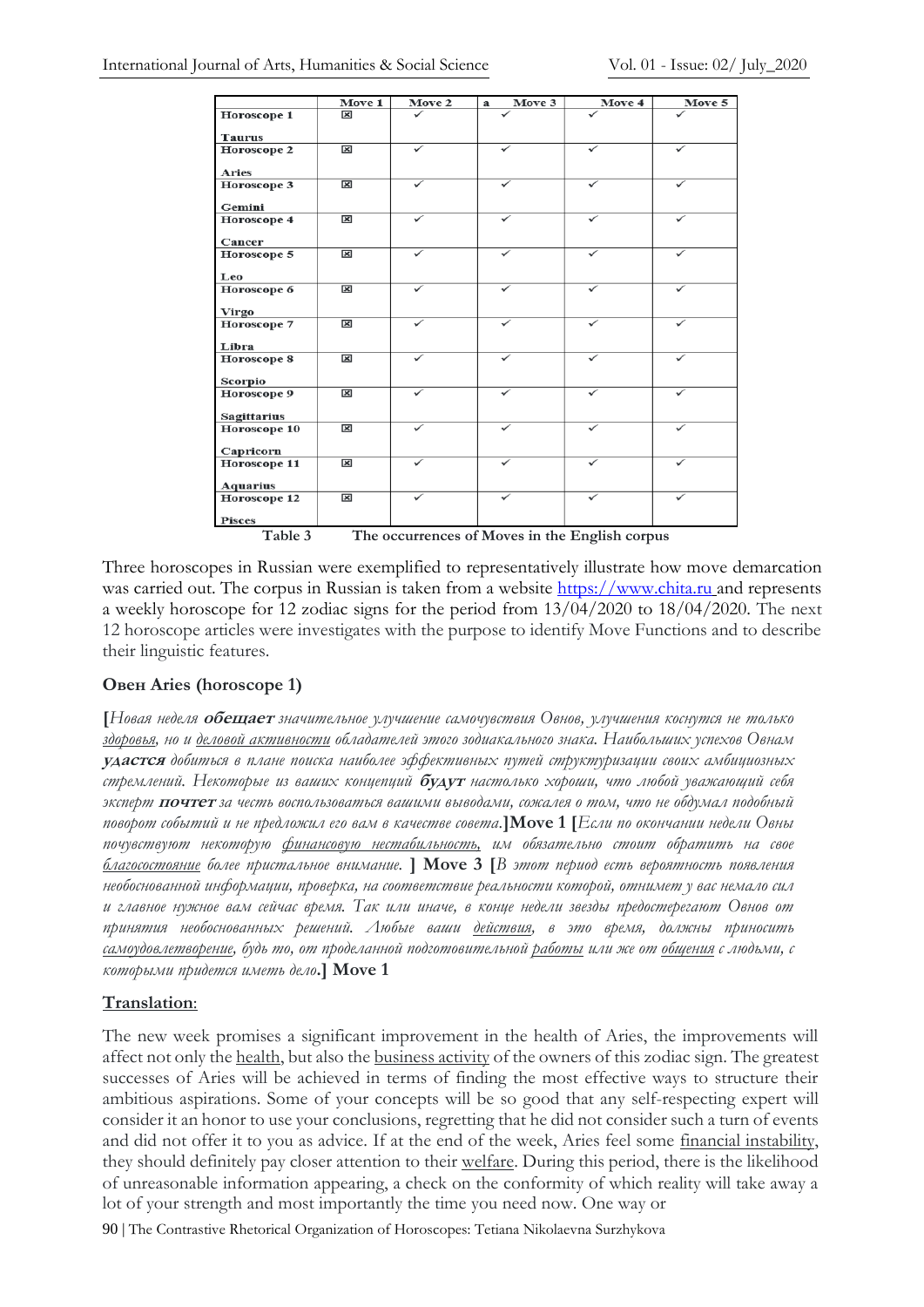| | Move 1 | Move 2 | a Move 3 | Move 4 | Move 5 |
|---|---|---|---|---|---|
| Horoscope 1 Taurus | ☒ | ✓ | ✓ | ✓ | ✓ |
| Horoscope 2 Aries | ☒ | ✓ | ✓ | ✓ | ✓ |
| Horoscope 3 Gemini | ☒ | ✓ | ✓ | ✓ | ✓ |
| Horoscope 4 Cancer | ☒ | ✓ | ✓ | ✓ | ✓ |
| Horoscope 5 Leo | ☒ | ✓ | ✓ | ✓ | ✓ |
| Horoscope 6 Virgo | ☒ | ✓ | ✓ | ✓ | ✓ |
| Horoscope 7 Libra | ☒ | ✓ | ✓ | ✓ | ✓ |
| Horoscope 8 Scorpio | ☒ | ✓ | ✓ | ✓ | ✓ |
| Horoscope 9 Sagittarius | ☒ | ✓ | ✓ | ✓ | ✓ |
| Horoscope 10 Capricorn | ☒ | ✓ | ✓ | ✓ | ✓ |
| Horoscope 11 Aquarius | ☒ | ✓ | ✓ | ✓ | ✓ |
| Horoscope 12 Pisces | ☒ | ✓ | ✓ | ✓ | ✓ |

**Table 3 The occurrences of Moves in the English corpus**

Three horoscopes in Russian were exemplified to representatively illustrate how move demarcation was carried out. The corpus in Russian is taken from a website https://www.chita.ru and represents a weekly horoscope for 12 zodiac signs for the period from 13/04/2020 to 18/04/2020. The next 12 horoscope articles were investigates with the purpose to identify Move Functions and to describe their linguistic features.

**Овен Aries (horoscope 1)**

**[***Новая неделя* ***обещает*** *значительное улучшение самочувствия Овнов, улучшения коснутся не только* <u>*здоровья*</u>*, но и* <u>*деловой активности*</u> *обладателей этого зодиакального знака. Наибольших успехов Овнам* ***удастся*** *добиться в плане поиска наиболее эффективных путей структуризации своих амбициозных стремлений. Некоторые из ваших концепций* ***будут*** *настолько хороши, что любой уважающий себя эксперт* ***почтет*** *за честь воспользоваться вашими выводами, сожалея о том, что не обдумал подобный поворот событий и не предложил его вам в качестве совета.***]Move 1 [***Если по окончании недели Овны почувствуют некоторую* <u>*финансовую нестабильность*</u>*, им обязательно стоит обратить на свое* <u>*благосостояние*</u> *более пристальное внимание.* **] Move 3 [***В этот период есть вероятность появления необоснованной информации, проверка, на соответствие реальности которой, отнимет у вас немало сил и главное нужное вам сейчас время. Так или иначе, в конце недели звезды предостерегают Овнов от принятия необоснованных решений. Любые ваши* <u>*действия*</u>*, в это время, должны приносить* <u>*самоудовлетворение*</u>*, будь то, от проделанной подготовительной* <u>*работы*</u> *или же от* <u>*общения*</u> *с людьми, с которыми придется иметь дело.***] Move 1**

<u>**Translation**</u>:

The new week promises a significant improvement in the health of Aries, the improvements will affect not only the <u>health</u>, but also the <u>business activity</u> of the owners of this zodiac sign. The greatest successes of Aries will be achieved in terms of finding the most effective ways to structure their ambitious aspirations. Some of your concepts will be so good that any self-respecting expert will consider it an honor to use your conclusions, regretting that he did not consider such a turn of events and did not offer it to you as advice. If at the end of the week, Aries feel some <u>financial instability</u>, they should definitely pay closer attention to their <u>welfare</u>. During this period, there is the likelihood of unreasonable information appearing, a check on the conformity of which reality will take away a lot of your strength and most importantly the time you need now. One way or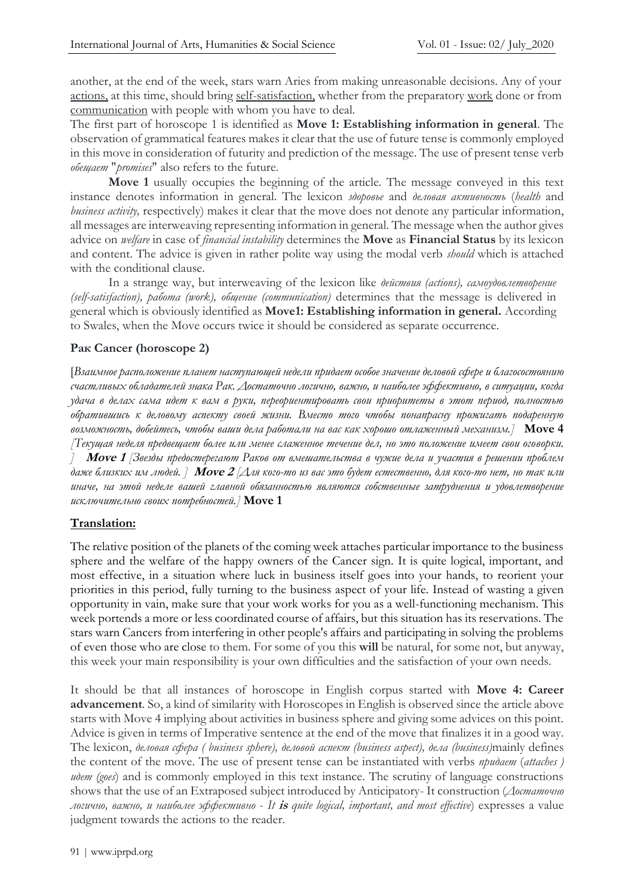another, at the end of the week, stars warn Aries from making unreasonable decisions. Any of your actions, at this time, should bring self-satisfaction, whether from the preparatory work done or from communication with people with whom you have to deal.

The first part of horoscope 1 is identified as **Move 1: Establishing information in general**. The observation of grammatical features makes it clear that the use of future tense is commonly employed in this move in consideration of futurity and prediction of the message. The use of present tense verb *обещает* "*promises*" also refers to the future.

**Move 1** usually occupies the beginning of the article. The message conveyed in this text instance denotes information in general. The lexicon *здоровье* and *деловая активность* (*health* and *business activity,* respectively) makes it clear that the move does not denote any particular information, all messages are interweaving representing information in general. The message when the author gives advice on *welfare* in case of *financial instability* determines the **Move** as **Financial Status** by its lexicon and content. The advice is given in rather polite way using the modal verb *should* which is attached with the conditional clause.

In a strange way, but interweaving of the lexicon like *действия (actions), самоудовлетворение (self-satisfaction), работа (work), общение (communication)* determines that the message is delivered in general which is obviously identified as **Move1: Establishing information in general.** According to Swales, when the Move occurs twice it should be considered as separate occurrence.

### Рак Cancer (horoscope 2)

[*Взаимное расположение планет наступающей недели придает особое значение деловой сфере и благосостоянию счастливых обладателей знака Рак. Достаточно логично, важно, и наиболее эффективно, в ситуации, когда удача в делах сама идет к вам в руки, переориентировать свои приоритеты в этот период, полностью обратившись к деловому аспекту своей жизни. Вместо того чтобы понапрасну прожигать подаренную возможность, добейтесь, чтобы ваши дела работали на вас как хорошо отлаженный механизм.*] **Move 4** [*Текущая неделя предвещает более или менее слаженное течение дел, но это положение имеет свои оговорки.* ] ***Move 1*** [*Звезды предостерегают Раков от вмешательства в чужие дела и участия в решении проблем даже близких им людей.* ] ***Move 2*** [*Для кого-то из вас это будет естественно, для кого-то нет, но так или иначе, на этой неделе вашей главной обязанностью являются собственные затруднения и удовлетворение исключительно своих потребностей.*] **Move 1**

**Translation:**

The relative position of the planets of the coming week attaches particular importance to the business sphere and the welfare of the happy owners of the Cancer sign. It is quite logical, important, and most effective, in a situation where luck in business itself goes into your hands, to reorient your priorities in this period, fully turning to the business aspect of your life. Instead of wasting a given opportunity in vain, make sure that your work works for you as a well-functioning mechanism. This week portends a more or less coordinated course of affairs, but this situation has its reservations. The stars warn Cancers from interfering in other people's affairs and participating in solving the problems of even those who are close to them. For some of you this **will** be natural, for some not, but anyway, this week your main responsibility is your own difficulties and the satisfaction of your own needs.

It should be that all instances of horoscope in English corpus started with **Move 4: Career advancement**. So, a kind of similarity with Horoscopes in English is observed since the article above starts with Move 4 implying about activities in business sphere and giving some advices on this point. Advice is given in terms of Imperative sentence at the end of the move that finalizes it in a good way. The lexicon, *деловая сфера ( business sphere), деловой аспект (business aspect), дела (business)*mainly defines the content of the move. The use of present tense can be instantiated with verbs *придает* (*attaches* ) *идет (goes*) and is commonly employed in this text instance. The scrutiny of language constructions shows that the use of an Extraposed subject introduced by Anticipatory- It construction (*Достаточно логично, важно, и наиболее эффективно - It* ***is*** *quite logical, important, and most effective*) expresses a value judgment towards the actions to the reader.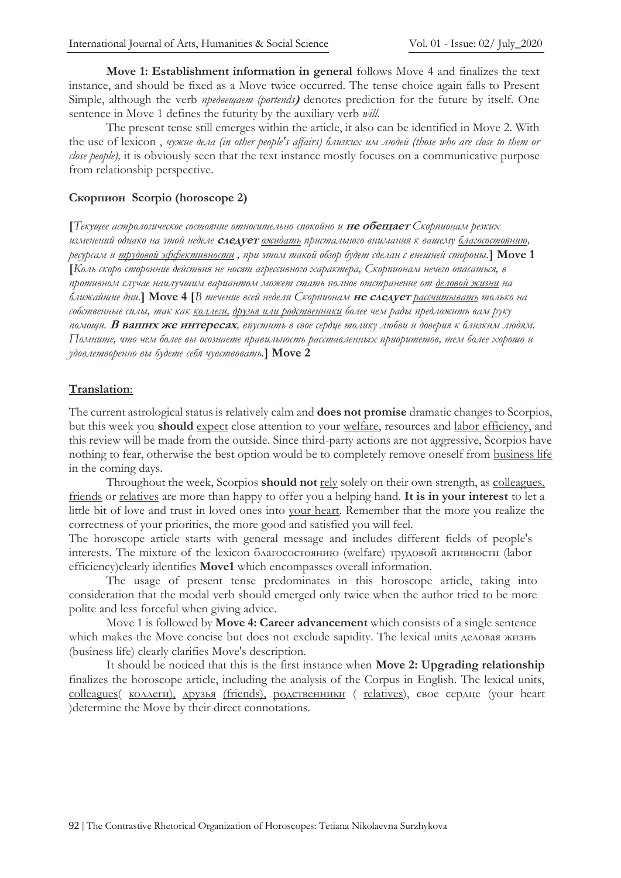**Move 1: Establishment information in general** follows Move 4 and finalizes the text instance, and should be fixed as a Move twice occurred. The tense choice again falls to Present Simple, although the verb *предвещает (portends)* denotes prediction for the future by itself. One sentence in Move 1 defines the futurity by the auxiliary verb *will*.

The present tense still emerges within the article, it also can be identified in Move 2. With the use of lexicon , *чужие дела (in other people's affairs) близких им людей (those who are close to them or close people),* it is obviously seen that the text instance mostly focuses on a communicative purpose from relationship perspective.

### Скорпион  Scorpio (horoscope 2)

**[***Текущее астрологическое состояние относительно спокойно и* ***не обещает*** *Скорпионам резких изменений однако на этой неделе* ***следует*** *ожидать пристального внимания к вашему благосостоянию, ресурсам и трудовой эффективности , при этом такой обзор будет сделан с внешней стороны.***] Move 1** **[***Коль скоро сторонние действия не носят агрессивного характера, Скорпионам нечего опасаться, в противном случае наилучшим вариантом может стать полное отстранение от деловой жизни на ближайшие дни.***] Move 4 [***В течение всей недели Скорпионам* ***не следует*** *рассчитывать только на собственные силы, так как коллеги, друзья или родственники более чем рады предложить вам руку помощи.* ***В ваших же интересах****, впустить в свое сердце толику любви и доверия к близким людям. Помните, что чем более вы осознаете правильность расставленных приоритетов, тем более хорошо и удовлетворенно вы будете себя чувствовать.***] Move 2**

**Translation**:

The current astrological status is relatively calm and **does not promise** dramatic changes to Scorpios, but this week you **should** expect close attention to your welfare, resources and labor efficiency, and this review will be made from the outside. Since third-party actions are not aggressive, Scorpios have nothing to fear, otherwise the best option would be to completely remove oneself from business life in the coming days.

Throughout the week, Scorpios **should not** rely solely on their own strength, as colleagues, friends or relatives are more than happy to offer you a helping hand. **It is in your interest** to let a little bit of love and trust in loved ones into your heart. Remember that the more you realize the correctness of your priorities, the more good and satisfied you will feel.

The horoscope article starts with general message and includes different fields of people's interests. The mixture of the lexicon благосостоянию (welfare) трудовой активности (labor efficiency)clearly identifies **Move1** which encompasses overall information.

The usage of present tense predominates in this horoscope article, taking into consideration that the modal verb should emerged only twice when the author tried to be more polite and less forceful when giving advice.

Move 1 is followed by **Move 4: Career advancement** which consists of a single sentence which makes the Move concise but does not exclude sapidity. The lexical units деловая жизнь (business life) clearly clarifies Move's description.

It should be noticed that this is the first instance when **Move 2: Upgrading relationship** finalizes the horoscope article, including the analysis of the Corpus in English. The lexical units, colleagues( коллеги), друзья (friends), родственники ( relatives), свое сердце (your heart )determine the Move by their direct connotations.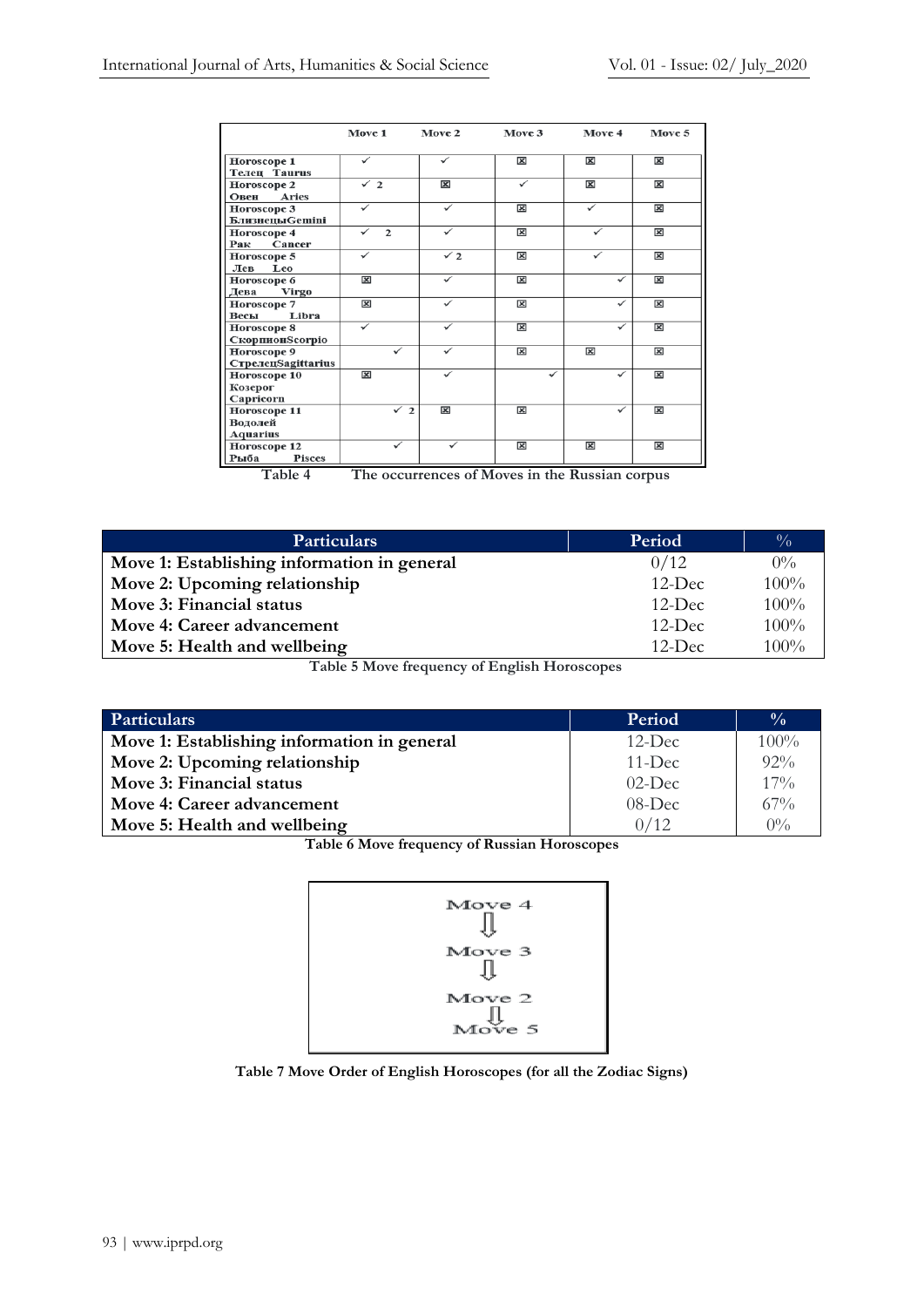| | Move 1 | Move 2 | Move 3 | Move 4 | Move 5 |
|---|---|---|---|---|---|
| Horoscope 1 Телец Taurus | ✓ | ✓ | ☒ | ☒ | ☒ |
| Horoscope 2 Овен Aries | ✓ 2 | ☒ | ✓ | ☒ | ☒ |
| Horoscope 3 БлизнецыGemini | ✓ | ✓ | ☒ | ✓ | ☒ |
| Horoscope 4 Рак Cancer | ✓ 2 | ✓ | ☒ | ✓ | ☒ |
| Horoscope 5 Лев Leo | ✓ | ✓ 2 | ☒ | ✓ | ☒ |
| Horoscope 6 Дева Virgo | ☒ | ✓ | ☒ | ✓ | ☒ |
| Horoscope 7 Весы Libra | ☒ | ✓ | ☒ | ✓ | ☒ |
| Horoscope 8 СкорпионScorpio | ✓ | ✓ | ☒ | ✓ | ☒ |
| Horoscope 9 СтрелецSagittarius | ✓ | ✓ | ☒ | ☒ | ☒ |
| Horoscope 10 Козерог Capricorn | ☒ | ✓ | ✓ | ✓ | ☒ |
| Horoscope 11 Водолей Aquarius | ✓ 2 | ☒ | ☒ | ✓ | ☒ |
| Horoscope 12 Рыба Pisces | ✓ | ✓ | ☒ | ☒ | ☒ |

Table 4 The occurrences of Moves in the Russian corpus

| Particulars | Period | % |
|---|---|---|
| Move 1: Establishing information in general | 0/12 | 0% |
| Move 2: Upcoming relationship | 12-Dec | 100% |
| Move 3: Financial status | 12-Dec | 100% |
| Move 4: Career advancement | 12-Dec | 100% |
| Move 5: Health and wellbeing | 12-Dec | 100% |

**Table 5 Move frequency of English Horoscopes**

| Particulars | Period | % |
|---|---|---|
| Move 1: Establishing information in general | 12-Dec | 100% |
| Move 2: Upcoming relationship | 11-Dec | 92% |
| Move 3: Financial status | 02-Dec | 17% |
| Move 4: Career advancement | 08-Dec | 67% |
| Move 5: Health and wellbeing | 0/12 | 0% |

**Table 6 Move frequency of Russian Horoscopes**

Move 4
⇩
Move 3
⇩
Move 2
⇩
Move 5

**Table 7 Move Order of English Horoscopes (for all the Zodiac Signs)**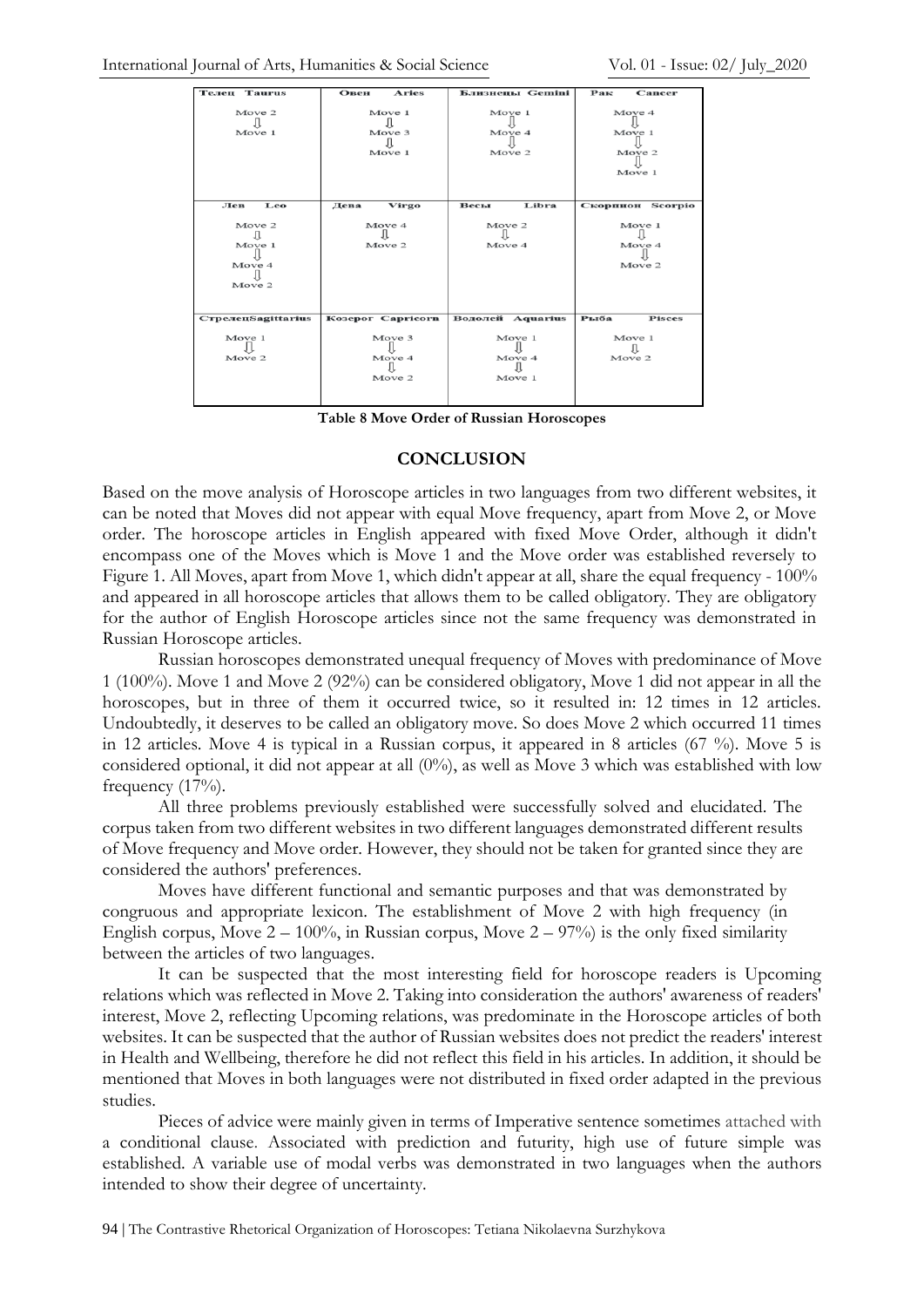| Телец Taurus | Овен Aries | Близнецы Gemini | Рак Cancer |
|---|---|---|---|
| Move 2 ⇩ Move 1 | Move 1 ⇩ Move 3 ⇩ Move 1 | Move 1 ⇩ Move 4 ⇩ Move 2 | Move 4 ⇩ Move 1 ⇩ Move 2 ⇩ Move 1 |
| **Лев Leo** | **Дева Virgo** | **Весы Libra** | **Скорпион Scorpio** |
| Move 2 ⇩ Move 1 ⇩ Move 4 ⇩ Move 2 | Move 4 ⇩ Move 2 | Move 2 ⇩ Move 4 | Move 1 ⇩ Move 4 ⇩ Move 2 |
| **СтрелецSagittarius** | **Козерог Capricorn** | **Водолей Aquarius** | **Рыба Pisces** |
| Move 1 ⇩ Move 2 | Move 3 ⇩ Move 4 ⇩ Move 2 | Move 1 ⇩ Move 4 ⇩ Move 1 | Move 1 ⇩ Move 2 |

**Table 8 Move Order of Russian Horoscopes**

## CONCLUSION

Based on the move analysis of Horoscope articles in two languages from two different websites, it can be noted that Moves did not appear with equal Move frequency, apart from Move 2, or Move order. The horoscope articles in English appeared with fixed Move Order, although it didn't encompass one of the Moves which is Move 1 and the Move order was established reversely to Figure 1. All Moves, apart from Move 1, which didn't appear at all, share the equal frequency - 100% and appeared in all horoscope articles that allows them to be called obligatory. They are obligatory for the author of English Horoscope articles since not the same frequency was demonstrated in Russian Horoscope articles.

Russian horoscopes demonstrated unequal frequency of Moves with predominance of Move 1 (100%). Move 1 and Move 2 (92%) can be considered obligatory, Move 1 did not appear in all the horoscopes, but in three of them it occurred twice, so it resulted in: 12 times in 12 articles. Undoubtedly, it deserves to be called an obligatory move. So does Move 2 which occurred 11 times in 12 articles. Move 4 is typical in a Russian corpus, it appeared in 8 articles (67 %). Move 5 is considered optional, it did not appear at all (0%), as well as Move 3 which was established with low frequency (17%).

All three problems previously established were successfully solved and elucidated. The corpus taken from two different websites in two different languages demonstrated different results of Move frequency and Move order. However, they should not be taken for granted since they are considered the authors' preferences.

Moves have different functional and semantic purposes and that was demonstrated by congruous and appropriate lexicon. The establishment of Move 2 with high frequency (in English corpus, Move 2 – 100%, in Russian corpus, Move 2 – 97%) is the only fixed similarity between the articles of two languages.

It can be suspected that the most interesting field for horoscope readers is Upcoming relations which was reflected in Move 2. Taking into consideration the authors' awareness of readers' interest, Move 2, reflecting Upcoming relations, was predominate in the Horoscope articles of both websites. It can be suspected that the author of Russian websites does not predict the readers' interest in Health and Wellbeing, therefore he did not reflect this field in his articles. In addition, it should be mentioned that Moves in both languages were not distributed in fixed order adapted in the previous studies.

Pieces of advice were mainly given in terms of Imperative sentence sometimes attached with a conditional clause. Associated with prediction and futurity, high use of future simple was established. A variable use of modal verbs was demonstrated in two languages when the authors intended to show their degree of uncertainty.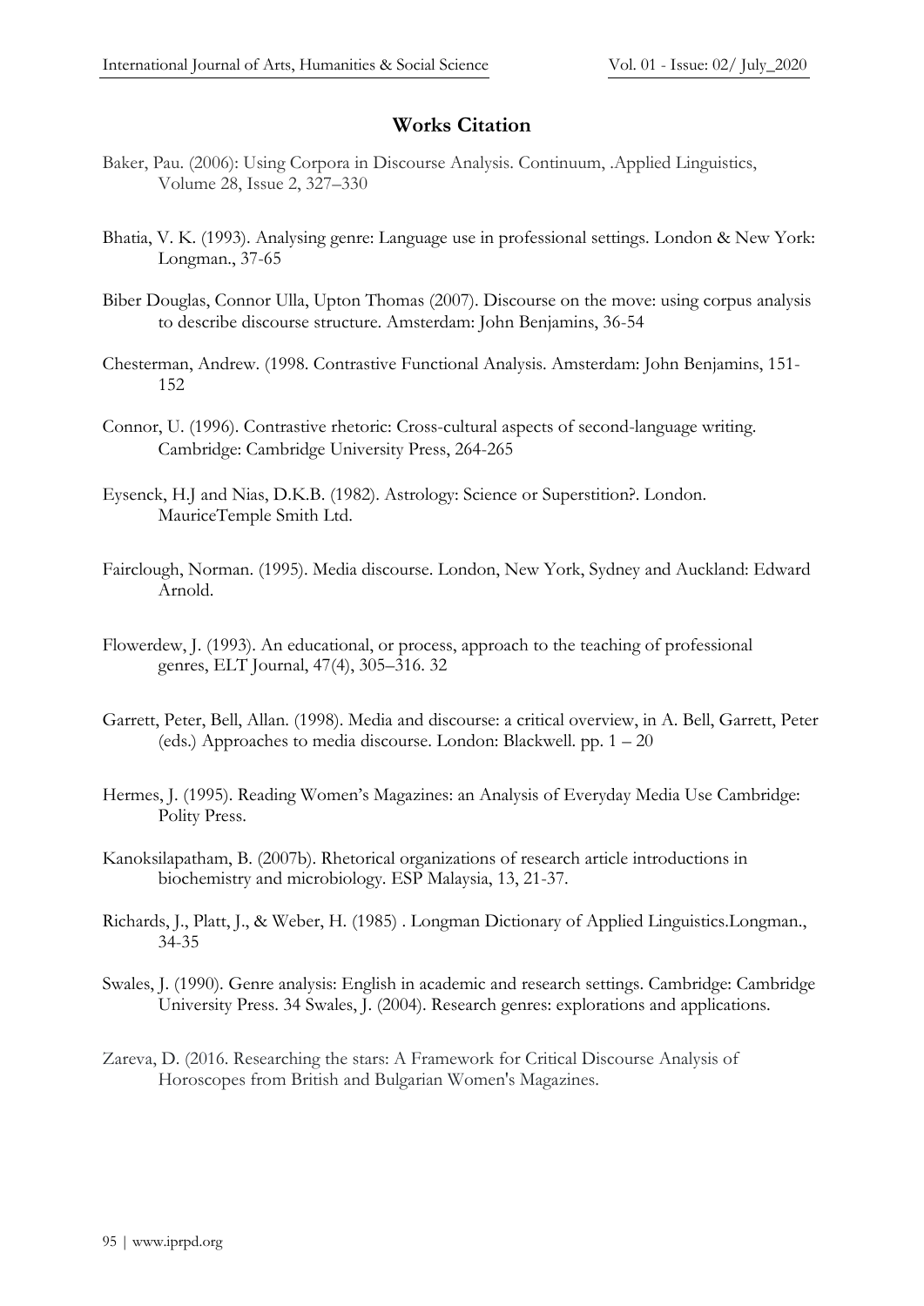## Works Citation

Baker, Pau. (2006): Using Corpora in Discourse Analysis. Continuum, .Applied Linguistics, Volume 28, Issue 2, 327–330

Bhatia, V. K. (1993). Analysing genre: Language use in professional settings. London & New York: Longman., 37-65

Biber Douglas, Connor Ulla, Upton Thomas (2007). Discourse on the move: using corpus analysis to describe discourse structure. Amsterdam: John Benjamins, 36-54

Chesterman, Andrew. (1998. Contrastive Functional Analysis. Amsterdam: John Benjamins, 151-152

Connor, U. (1996). Contrastive rhetoric: Cross-cultural aspects of second-language writing. Cambridge: Cambridge University Press, 264-265

Eysenck, H.J and Nias, D.K.B. (1982). Astrology: Science or Superstition?. London. MauriceTemple Smith Ltd.

Fairclough, Norman. (1995). Media discourse. London, New York, Sydney and Auckland: Edward Arnold.

Flowerdew, J. (1993). An educational, or process, approach to the teaching of professional genres, ELT Journal, 47(4), 305–316. 32

Garrett, Peter, Bell, Allan. (1998). Media and discourse: a critical overview, in A. Bell, Garrett, Peter (eds.) Approaches to media discourse. London: Blackwell. pp. 1 – 20

Hermes, J. (1995). Reading Women's Magazines: an Analysis of Everyday Media Use Cambridge: Polity Press.

Kanoksilapatham, B. (2007b). Rhetorical organizations of research article introductions in biochemistry and microbiology. ESP Malaysia, 13, 21-37.

Richards, J., Platt, J., & Weber, H. (1985) . Longman Dictionary of Applied Linguistics.Longman., 34-35

Swales, J. (1990). Genre analysis: English in academic and research settings. Cambridge: Cambridge University Press. 34 Swales, J. (2004). Research genres: explorations and applications.

Zareva, D. (2016. Researching the stars: A Framework for Critical Discourse Analysis of Horoscopes from British and Bulgarian Women's Magazines.